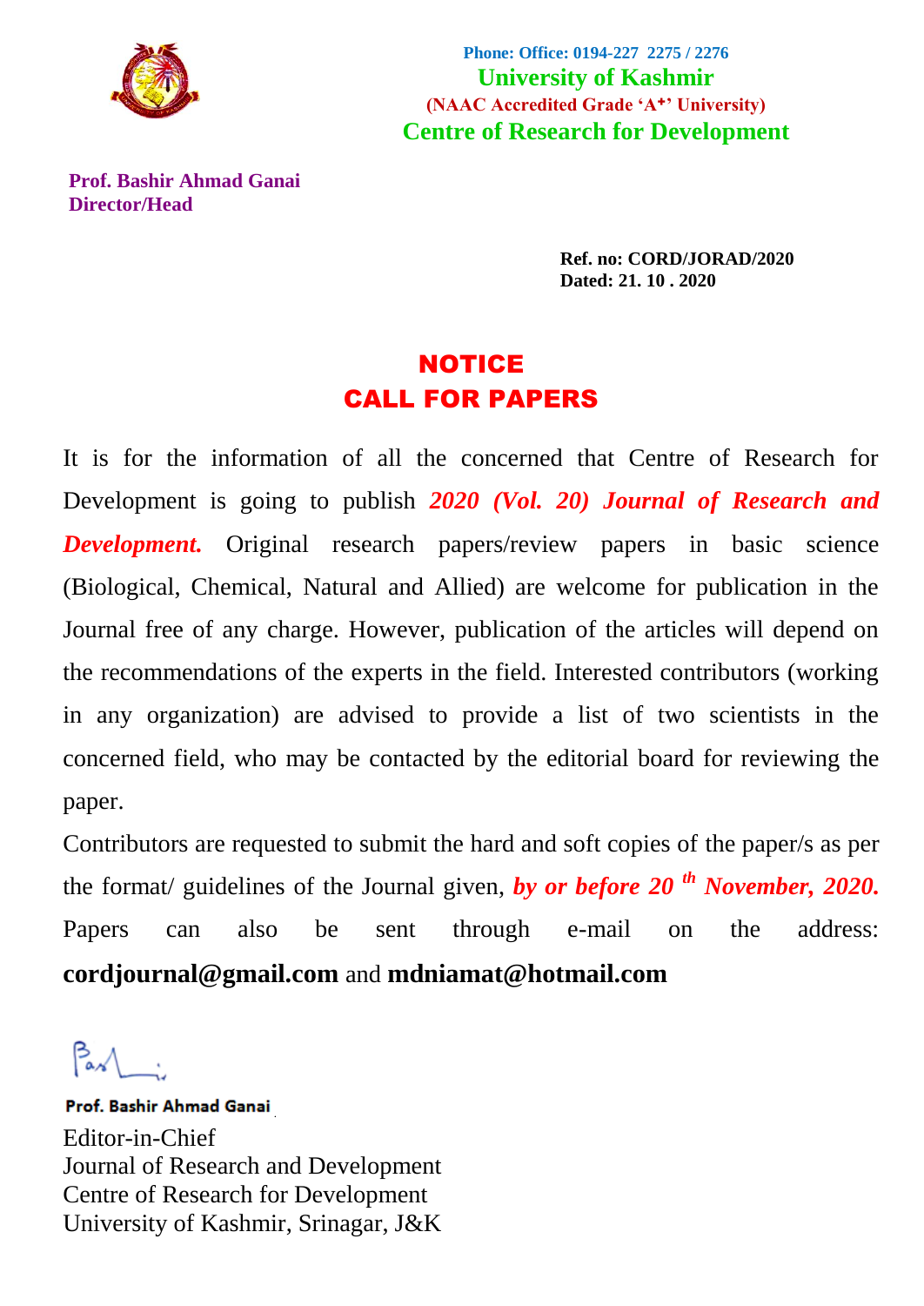Phone: Office: 0194-227 2275 / 2276

**University of Kashmir**

**(NAAC Accredited Grade 'A+' University)**

**Centre of Research for Development**

**Prof. Bashir Ahmad Ganai**
**Director/Head**

**Ref. no: CORD/JORAD/2020**
**Dated: 21. 10 . 2020**

# NOTICE
# CALL FOR PAPERS

It is for the information of all the concerned that Centre of Research for Development is going to publish ***2020 (Vol. 20) Journal of Research and Development.*** Original research papers/review papers in basic science (Biological, Chemical, Natural and Allied) are welcome for publication in the Journal free of any charge. However, publication of the articles will depend on the recommendations of the experts in the field. Interested contributors (working in any organization) are advised to provide a list of two scientists in the concerned field, who may be contacted by the editorial board for reviewing the paper.

Contributors are requested to submit the hard and soft copies of the paper/s as per the format/ guidelines of the Journal given, ***by or before 20 th November, 2020.*** Papers can also be sent through e-mail on the address: **cordjournal@gmail.com** and **mdniamat@hotmail.com**

**Prof. Bashir Ahmad Ganai**
Editor-in-Chief
Journal of Research and Development
Centre of Research for Development
University of Kashmir, Srinagar, J&K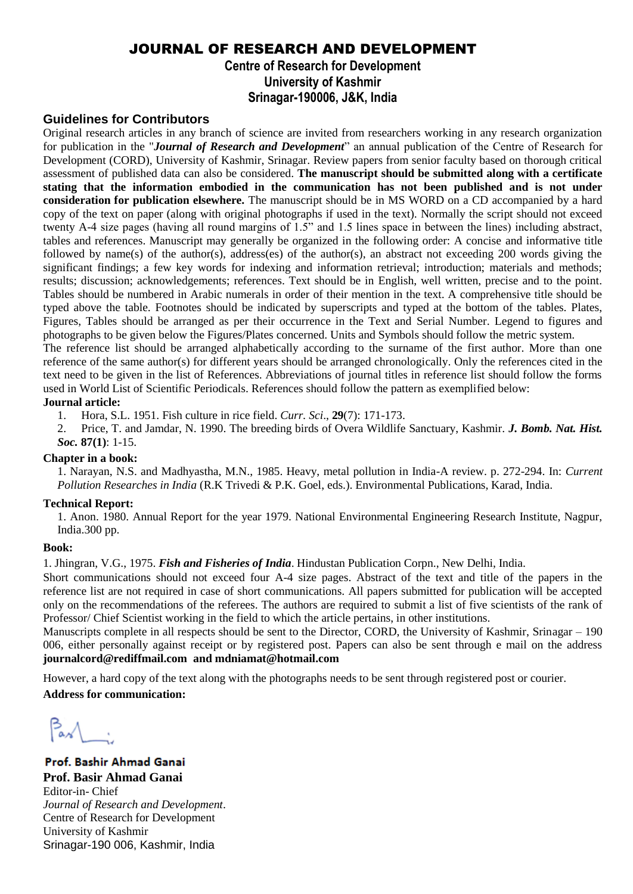# JOURNAL OF RESEARCH AND DEVELOPMENT

**Centre of Research for Development**
**University of Kashmir**
**Srinagar-190006, J&K, India**

## Guidelines for Contributors

Original research articles in any branch of science are invited from researchers working in any research organization for publication in the "***Journal of Research and Development***" an annual publication of the Centre of Research for Development (CORD), University of Kashmir, Srinagar. Review papers from senior faculty based on thorough critical assessment of published data can also be considered. **The manuscript should be submitted along with a certificate stating that the information embodied in the communication has not been published and is not under consideration for publication elsewhere.** The manuscript should be in MS WORD on a CD accompanied by a hard copy of the text on paper (along with original photographs if used in the text). Normally the script should not exceed twenty A-4 size pages (having all round margins of 1.5" and 1.5 lines space in between the lines) including abstract, tables and references. Manuscript may generally be organized in the following order: A concise and informative title followed by name(s) of the author(s), address(es) of the author(s), an abstract not exceeding 200 words giving the significant findings; a few key words for indexing and information retrieval; introduction; materials and methods; results; discussion; acknowledgements; references. Text should be in English, well written, precise and to the point. Tables should be numbered in Arabic numerals in order of their mention in the text. A comprehensive title should be typed above the table. Footnotes should be indicated by superscripts and typed at the bottom of the tables. Plates, Figures, Tables should be arranged as per their occurrence in the Text and Serial Number. Legend to figures and photographs to be given below the Figures/Plates concerned. Units and Symbols should follow the metric system.

The reference list should be arranged alphabetically according to the surname of the first author. More than one reference of the same author(s) for different years should be arranged chronologically. Only the references cited in the text need to be given in the list of References. Abbreviations of journal titles in reference list should follow the forms used in World List of Scientific Periodicals. References should follow the pattern as exemplified below:

**Journal article:**

1. Hora, S.L. 1951. Fish culture in rice field. *Curr. Sci*., **29**(7): 171-173.
2. Price, T. and Jamdar, N. 1990. The breeding birds of Overa Wildlife Sanctuary, Kashmir. ***J. Bomb. Nat. Hist. Soc.*** **87(1)**: 1-15.

**Chapter in a book:**

1. Narayan, N.S. and Madhyastha, M.N., 1985. Heavy, metal pollution in India-A review. p. 272-294. In: *Current Pollution Researches in India* (R.K Trivedi & P.K. Goel, eds.). Environmental Publications, Karad, India.

**Technical Report:**

1. Anon. 1980. Annual Report for the year 1979. National Environmental Engineering Research Institute, Nagpur, India.300 pp.

**Book:**

1. Jhingran, V.G., 1975. ***Fish and Fisheries of India***. Hindustan Publication Corpn., New Delhi, India.

Short communications should not exceed four A-4 size pages. Abstract of the text and title of the papers in the reference list are not required in case of short communications. All papers submitted for publication will be accepted only on the recommendations of the referees. The authors are required to submit a list of five scientists of the rank of Professor/ Chief Scientist working in the field to which the article pertains, in other institutions.

Manuscripts complete in all respects should be sent to the Director, CORD, the University of Kashmir, Srinagar – 190 006, either personally against receipt or by registered post. Papers can also be sent through e mail on the address **journalcord@rediffmail.com and mdniamat@hotmail.com**

However, a hard copy of the text along with the photographs needs to be sent through registered post or courier.

**Address for communication:**

**Prof. Bashir Ahmad Ganai**
**Prof. Basir Ahmad Ganai**
Editor-in- Chief
*Journal of Research and Development*.
Centre of Research for Development
University of Kashmir
Srinagar-190 006, Kashmir, India